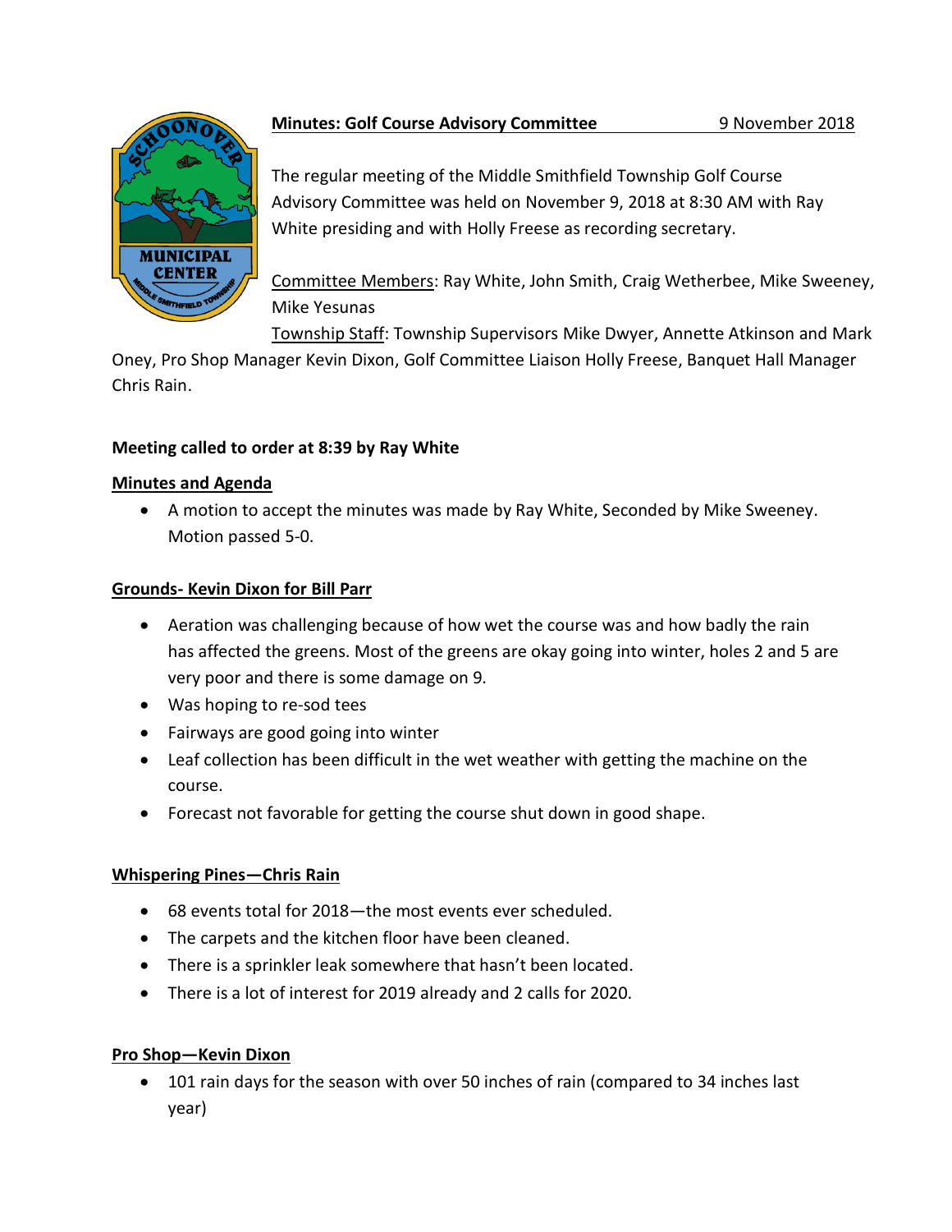**Minutes: Golf Course Advisory Committee** 9 November 2018

The regular meeting of the Middle Smithfield Township Golf Course Advisory Committee was held on November 9, 2018 at 8:30 AM with Ray White presiding and with Holly Freese as recording secretary.

Committee Members: Ray White, John Smith, Craig Wetherbee, Mike Sweeney, Mike Yesunas

Township Staff: Township Supervisors Mike Dwyer, Annette Atkinson and Mark Oney, Pro Shop Manager Kevin Dixon, Golf Committee Liaison Holly Freese, Banquet Hall Manager Chris Rain.

**Meeting called to order at 8:39 by Ray White**

**Minutes and Agenda**

- A motion to accept the minutes was made by Ray White, Seconded by Mike Sweeney. Motion passed 5-0.

**Grounds- Kevin Dixon for Bill Parr**

- Aeration was challenging because of how wet the course was and how badly the rain has affected the greens. Most of the greens are okay going into winter, holes 2 and 5 are very poor and there is some damage on 9.
- Was hoping to re-sod tees
- Fairways are good going into winter
- Leaf collection has been difficult in the wet weather with getting the machine on the course.
- Forecast not favorable for getting the course shut down in good shape.

**Whispering Pines—Chris Rain**

- 68 events total for 2018—the most events ever scheduled.
- The carpets and the kitchen floor have been cleaned.
- There is a sprinkler leak somewhere that hasn't been located.
- There is a lot of interest for 2019 already and 2 calls for 2020.

**Pro Shop—Kevin Dixon**

- 101 rain days for the season with over 50 inches of rain (compared to 34 inches last year)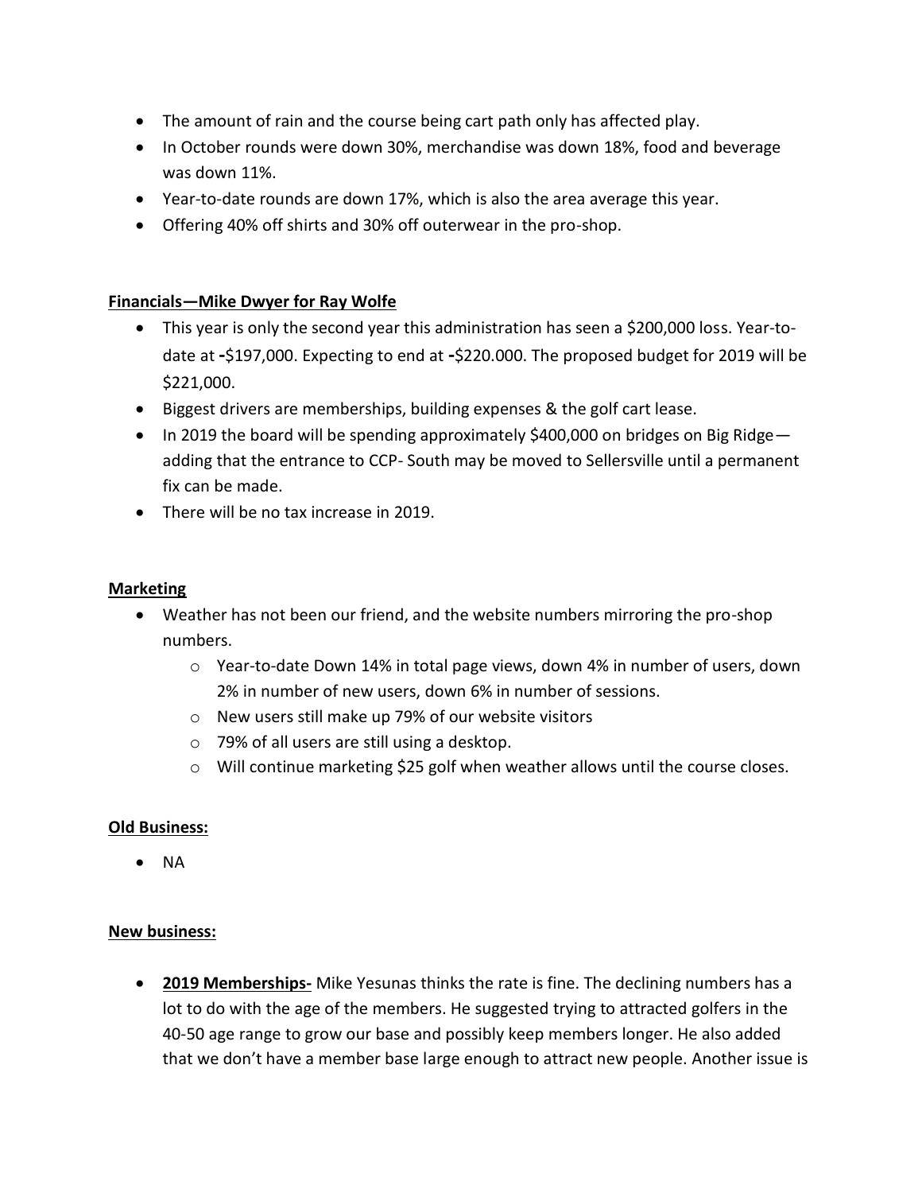- The amount of rain and the course being cart path only has affected play.
- In October rounds were down 30%, merchandise was down 18%, food and beverage was down 11%.
- Year-to-date rounds are down 17%, which is also the area average this year.
- Offering 40% off shirts and 30% off outerwear in the pro-shop.

**Financials—Mike Dwyer for Ray Wolfe**

- This year is only the second year this administration has seen a $200,000 loss. Year-to-date at **-**$197,000. Expecting to end at **-**$220.000. The proposed budget for 2019 will be $221,000.
- Biggest drivers are memberships, building expenses & the golf cart lease.
- In 2019 the board will be spending approximately $400,000 on bridges on Big Ridge—adding that the entrance to CCP- South may be moved to Sellersville until a permanent fix can be made.
- There will be no tax increase in 2019.

**Marketing**

- Weather has not been our friend, and the website numbers mirroring the pro-shop numbers.
    - Year-to-date Down 14% in total page views, down 4% in number of users, down 2% in number of new users, down 6% in number of sessions.
    - New users still make up 79% of our website visitors
    - 79% of all users are still using a desktop.
    - Will continue marketing $25 golf when weather allows until the course closes.

**Old Business:**

- NA

**New business:**

- **2019 Memberships-** Mike Yesunas thinks the rate is fine. The declining numbers has a lot to do with the age of the members. He suggested trying to attracted golfers in the 40-50 age range to grow our base and possibly keep members longer. He also added that we don't have a member base large enough to attract new people. Another issue is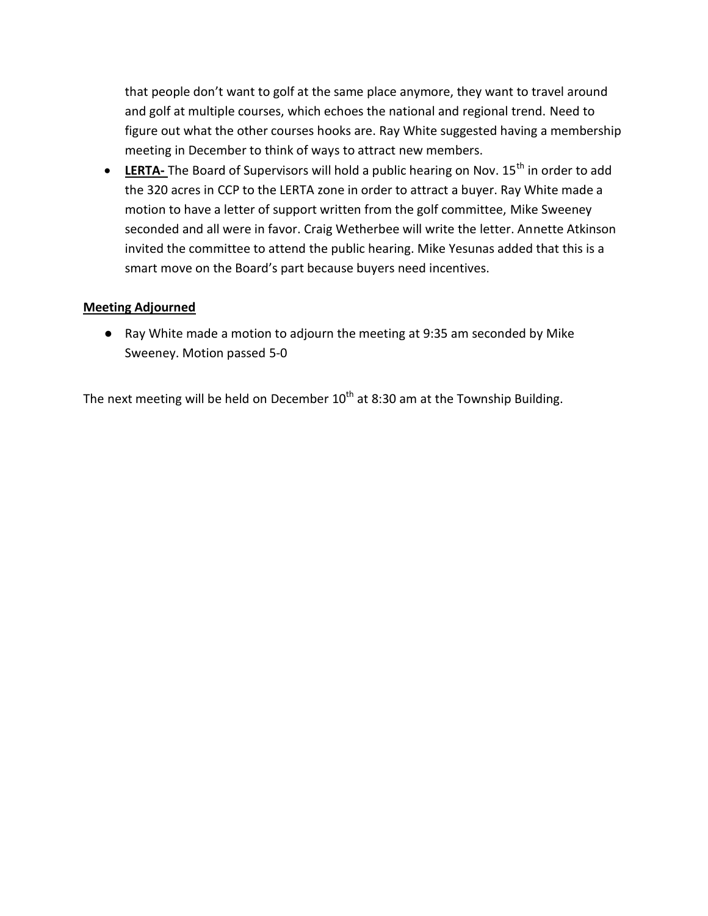that people don't want to golf at the same place anymore, they want to travel around and golf at multiple courses, which echoes the national and regional trend. Need to figure out what the other courses hooks are. Ray White suggested having a membership meeting in December to think of ways to attract new members.

- **LERTA-** The Board of Supervisors will hold a public hearing on Nov. 15th in order to add the 320 acres in CCP to the LERTA zone in order to attract a buyer. Ray White made a motion to have a letter of support written from the golf committee, Mike Sweeney seconded and all were in favor. Craig Wetherbee will write the letter. Annette Atkinson invited the committee to attend the public hearing. Mike Yesunas added that this is a smart move on the Board's part because buyers need incentives.

**Meeting Adjourned**

- Ray White made a motion to adjourn the meeting at 9:35 am seconded by Mike Sweeney. Motion passed 5-0

The next meeting will be held on December 10th at 8:30 am at the Township Building.